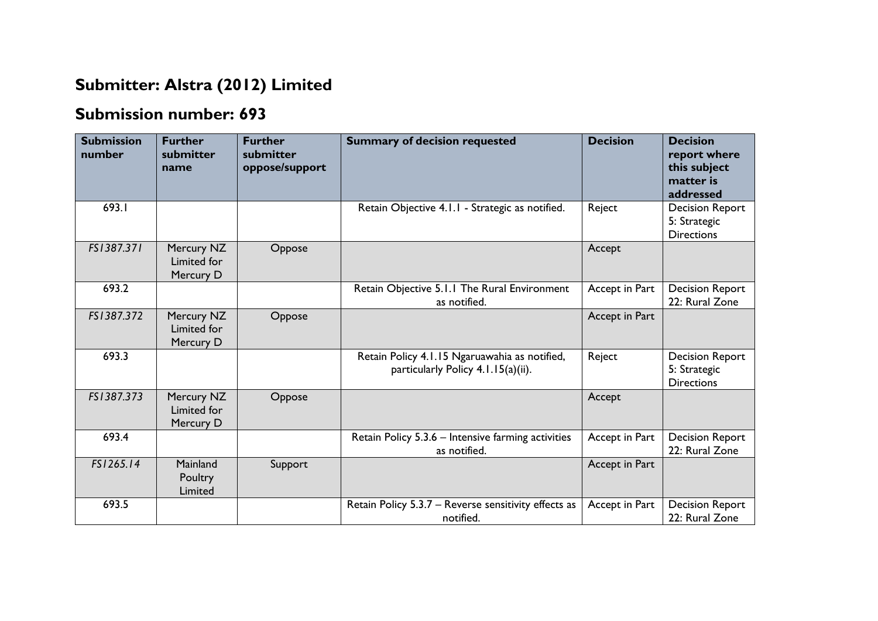## Submitter: Alstra (2012) Limited

## Submission number: 693

| Submission number | Further submitter name | Further submitter oppose/support | Summary of decision requested | Decision | Decision report where this subject matter is addressed |
|---|---|---|---|---|---|
| 693.1 | | | Retain Objective 4.1.1 - Strategic as notified. | Reject | Decision Report 5: Strategic Directions |
| *FS1387.371* | Mercury NZ Limited for Mercury D | Oppose | | Accept | |
| 693.2 | | | Retain Objective 5.1.1 The Rural Environment as notified. | Accept in Part | Decision Report 22: Rural Zone |
| *FS1387.372* | Mercury NZ Limited for Mercury D | Oppose | | Accept in Part | |
| 693.3 | | | Retain Policy 4.1.15 Ngaruawahia as notified, particularly Policy 4.1.15(a)(ii). | Reject | Decision Report 5: Strategic Directions |
| *FS1387.373* | Mercury NZ Limited for Mercury D | Oppose | | Accept | |
| 693.4 | | | Retain Policy 5.3.6 – Intensive farming activities as notified. | Accept in Part | Decision Report 22: Rural Zone |
| *FS1265.14* | Mainland Poultry Limited | Support | | Accept in Part | |
| 693.5 | | | Retain Policy 5.3.7 – Reverse sensitivity effects as notified. | Accept in Part | Decision Report 22: Rural Zone |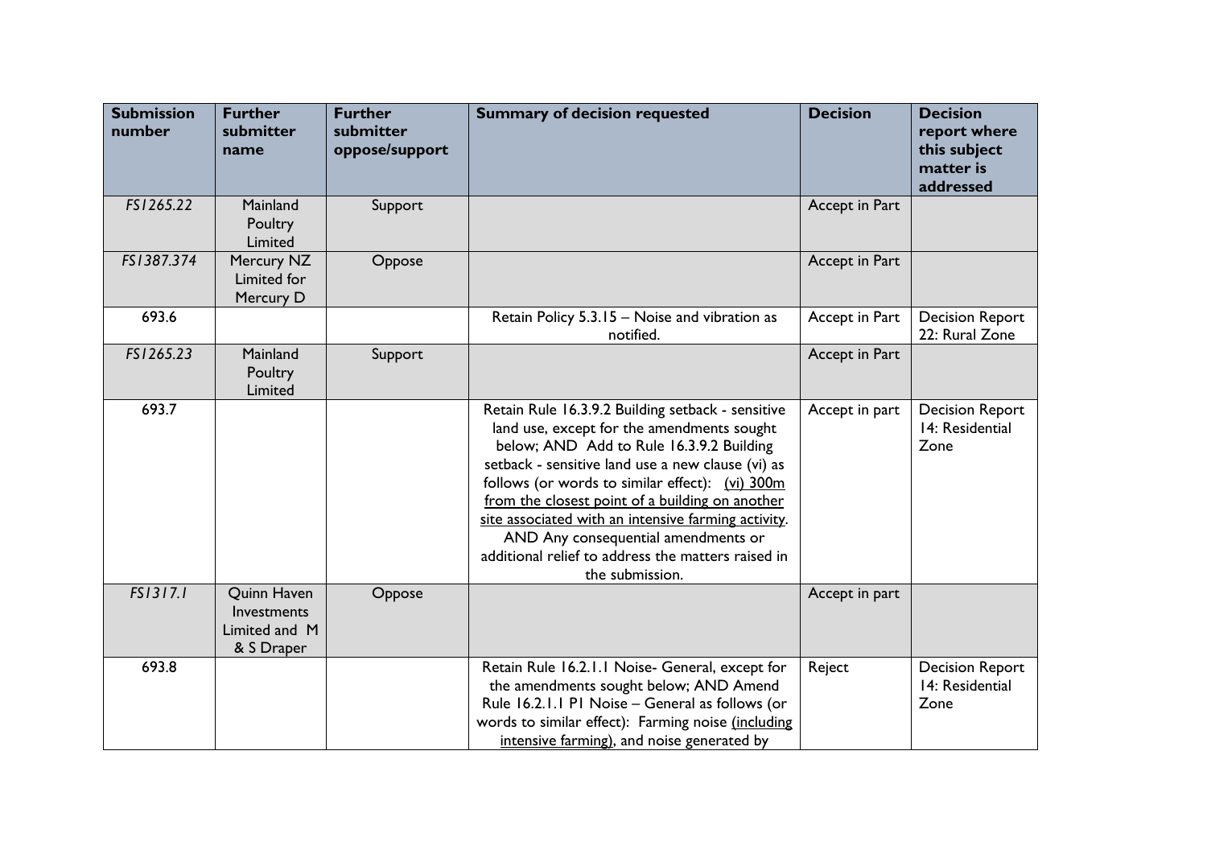| Submission number | Further submitter name | Further submitter oppose/support | Summary of decision requested | Decision | Decision report where this subject matter is addressed |
|---|---|---|---|---|---|
| *FS1265.22* | Mainland Poultry Limited | Support | | Accept in Part | |
| *FS1387.374* | Mercury NZ Limited for Mercury D | Oppose | | Accept in Part | |
| 693.6 | | | Retain Policy 5.3.15 – Noise and vibration as notified. | Accept in Part | Decision Report 22: Rural Zone |
| *FS1265.23* | Mainland Poultry Limited | Support | | Accept in Part | |
| 693.7 | | | Retain Rule 16.3.9.2 Building setback - sensitive land use, except for the amendments sought below; AND Add to Rule 16.3.9.2 Building setback - sensitive land use a new clause (vi) as follows (or words to similar effect): <u>(vi) 300m from the closest point of a building on another site associated with an intensive farming activity</u>. AND Any consequential amendments or additional relief to address the matters raised in the submission. | Accept in part | Decision Report 14: Residential Zone |
| *FS1317.1* | Quinn Haven Investments Limited and M & S Draper | Oppose | | Accept in part | |
| 693.8 | | | Retain Rule 16.2.1.1 Noise- General, except for the amendments sought below; AND Amend Rule 16.2.1.1 P1 Noise – General as follows (or words to similar effect): Farming noise <u>(including intensive farming)</u>, and noise generated by | Reject | Decision Report 14: Residential Zone |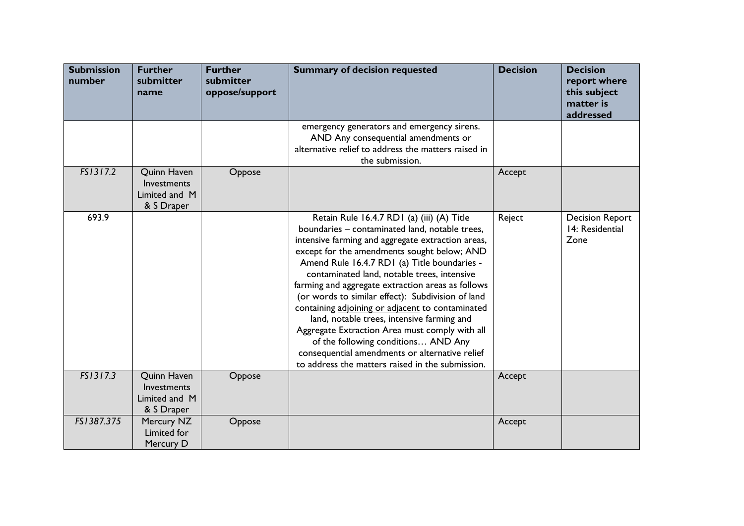| Submission number | Further submitter name | Further submitter oppose/support | Summary of decision requested | Decision | Decision report where this subject matter is addressed |
|---|---|---|---|---|---|
| | | | emergency generators and emergency sirens. AND Any consequential amendments or alternative relief to address the matters raised in the submission. | | |
| *FS1317.2* | Quinn Haven Investments Limited and M & S Draper | Oppose | | Accept | |
| 693.9 | | | Retain Rule 16.4.7 RD1 (a) (iii) (A) Title boundaries – contaminated land, notable trees, intensive farming and aggregate extraction areas, except for the amendments sought below; AND Amend Rule 16.4.7 RD1 (a) Title boundaries - contaminated land, notable trees, intensive farming and aggregate extraction areas as follows (or words to similar effect): Subdivision of land containing adjoining or adjacent to contaminated land, notable trees, intensive farming and Aggregate Extraction Area must comply with all of the following conditions… AND Any consequential amendments or alternative relief to address the matters raised in the submission. | Reject | Decision Report 14: Residential Zone |
| *FS1317.3* | Quinn Haven Investments Limited and M & S Draper | Oppose | | Accept | |
| *FS1387.375* | Mercury NZ Limited for Mercury D | Oppose | | Accept | |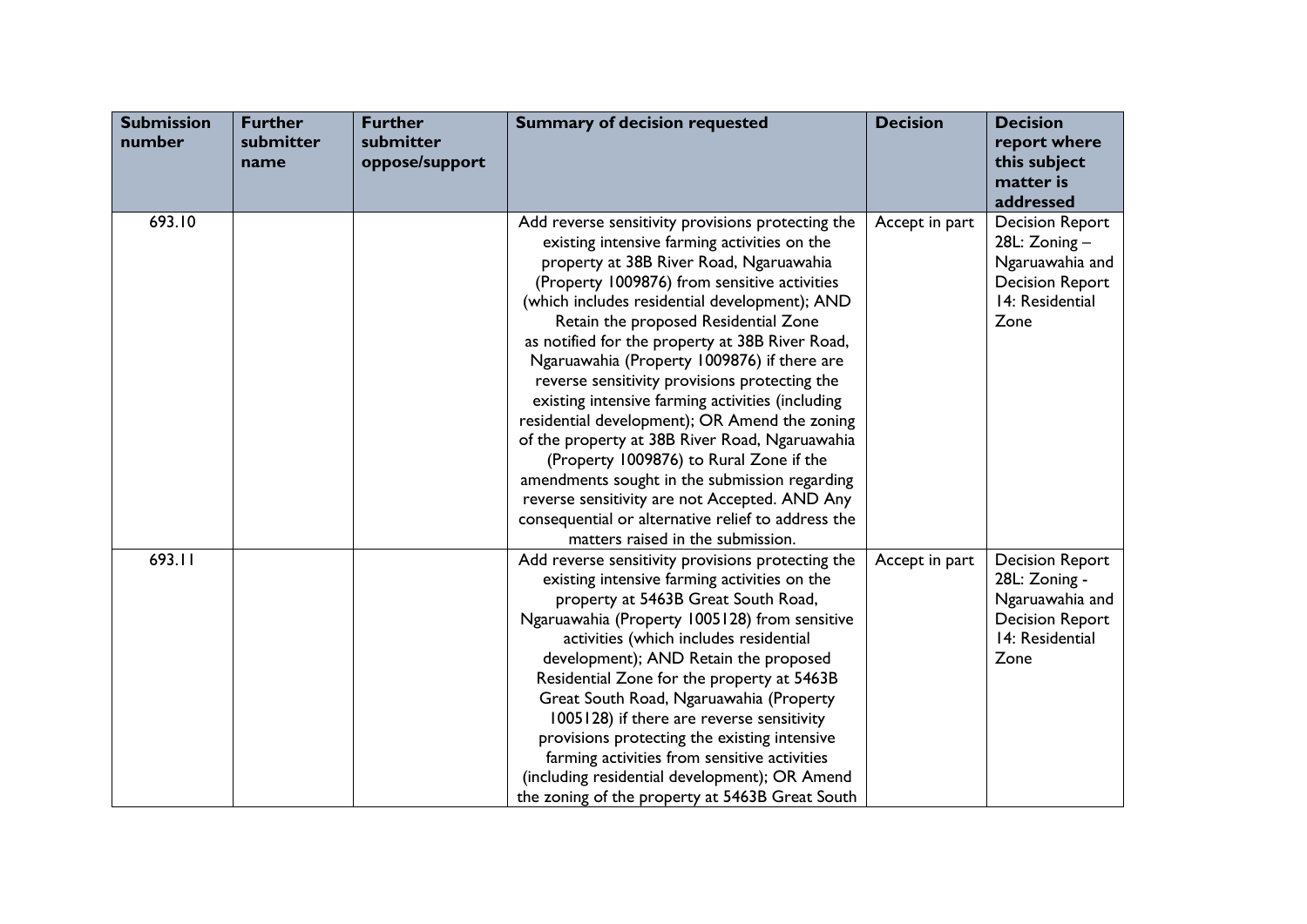| Submission number | Further submitter name | Further submitter oppose/support | Summary of decision requested | Decision | Decision report where this subject matter is addressed |
|---|---|---|---|---|---|
| 693.10 | | | Add reverse sensitivity provisions protecting the existing intensive farming activities on the property at 38B River Road, Ngaruawahia (Property 1009876) from sensitive activities (which includes residential development); AND Retain the proposed Residential Zone as notified for the property at 38B River Road, Ngaruawahia (Property 1009876) if there are reverse sensitivity provisions protecting the existing intensive farming activities (including residential development); OR Amend the zoning of the property at 38B River Road, Ngaruawahia (Property 1009876) to Rural Zone if the amendments sought in the submission regarding reverse sensitivity are not Accepted. AND Any consequential or alternative relief to address the matters raised in the submission. | Accept in part | Decision Report 28L: Zoning – Ngaruawahia and Decision Report 14: Residential Zone |
| 693.11 | | | Add reverse sensitivity provisions protecting the existing intensive farming activities on the property at 5463B Great South Road, Ngaruawahia (Property 1005128) from sensitive activities (which includes residential development); AND Retain the proposed Residential Zone for the property at 5463B Great South Road, Ngaruawahia (Property 1005128) if there are reverse sensitivity provisions protecting the existing intensive farming activities from sensitive activities (including residential development); OR Amend the zoning of the property at 5463B Great South | Accept in part | Decision Report 28L: Zoning - Ngaruawahia and Decision Report 14: Residential Zone |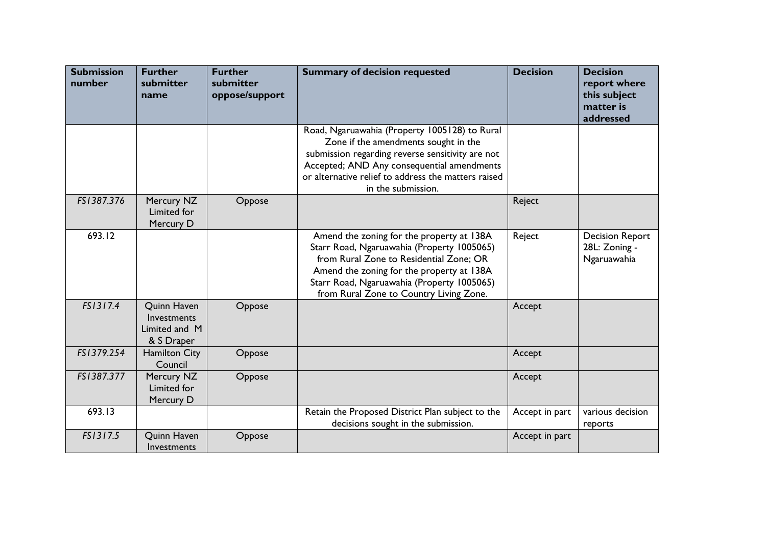| Submission number | Further submitter name | Further submitter oppose/support | Summary of decision requested | Decision | Decision report where this subject matter is addressed |
|---|---|---|---|---|---|
| | | | Road, Ngaruawahia (Property 1005128) to Rural Zone if the amendments sought in the submission regarding reverse sensitivity are not Accepted; AND Any consequential amendments or alternative relief to address the matters raised in the submission. | | |
| *FS1387.376* | Mercury NZ Limited for Mercury D | Oppose | | Reject | |
| 693.12 | | | Amend the zoning for the property at 138A Starr Road, Ngaruawahia (Property 1005065) from Rural Zone to Residential Zone; OR Amend the zoning for the property at 138A Starr Road, Ngaruawahia (Property 1005065) from Rural Zone to Country Living Zone. | Reject | Decision Report 28L: Zoning - Ngaruawahia |
| *FS1317.4* | Quinn Haven Investments Limited and M & S Draper | Oppose | | Accept | |
| *FS1379.254* | Hamilton City Council | Oppose | | Accept | |
| *FS1387.377* | Mercury NZ Limited for Mercury D | Oppose | | Accept | |
| 693.13 | | | Retain the Proposed District Plan subject to the decisions sought in the submission. | Accept in part | various decision reports |
| *FS1317.5* | Quinn Haven Investments | Oppose | | Accept in part | |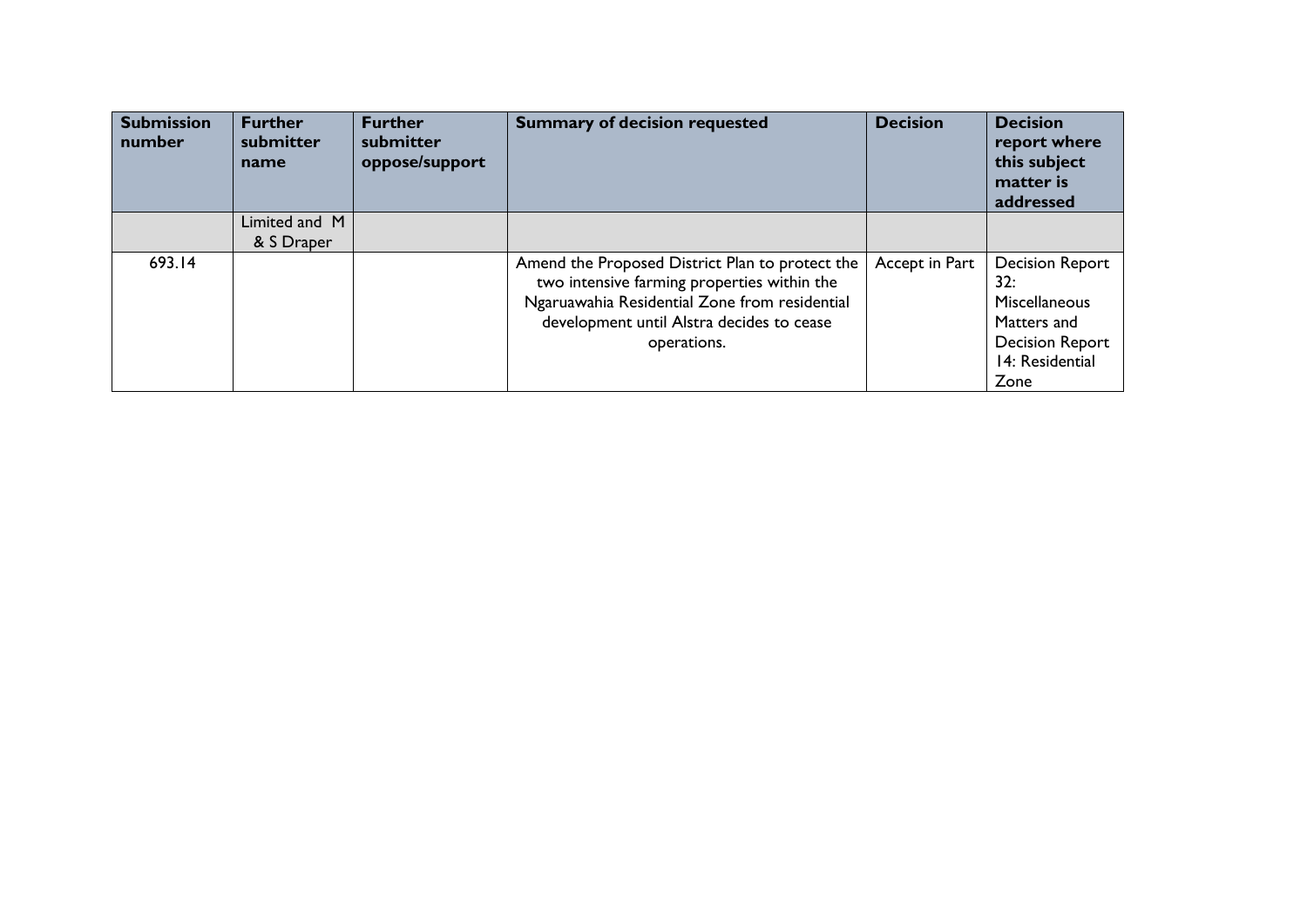| Submission number | Further submitter name | Further submitter oppose/support | Summary of decision requested | Decision | Decision report where this subject matter is addressed |
|---|---|---|---|---|---|
| | Limited and M & S Draper | | | | |
| 693.14 | | | Amend the Proposed District Plan to protect the two intensive farming properties within the Ngaruawahia Residential Zone from residential development until Alstra decides to cease operations. | Accept in Part | Decision Report 32: Miscellaneous Matters and Decision Report 14: Residential Zone |